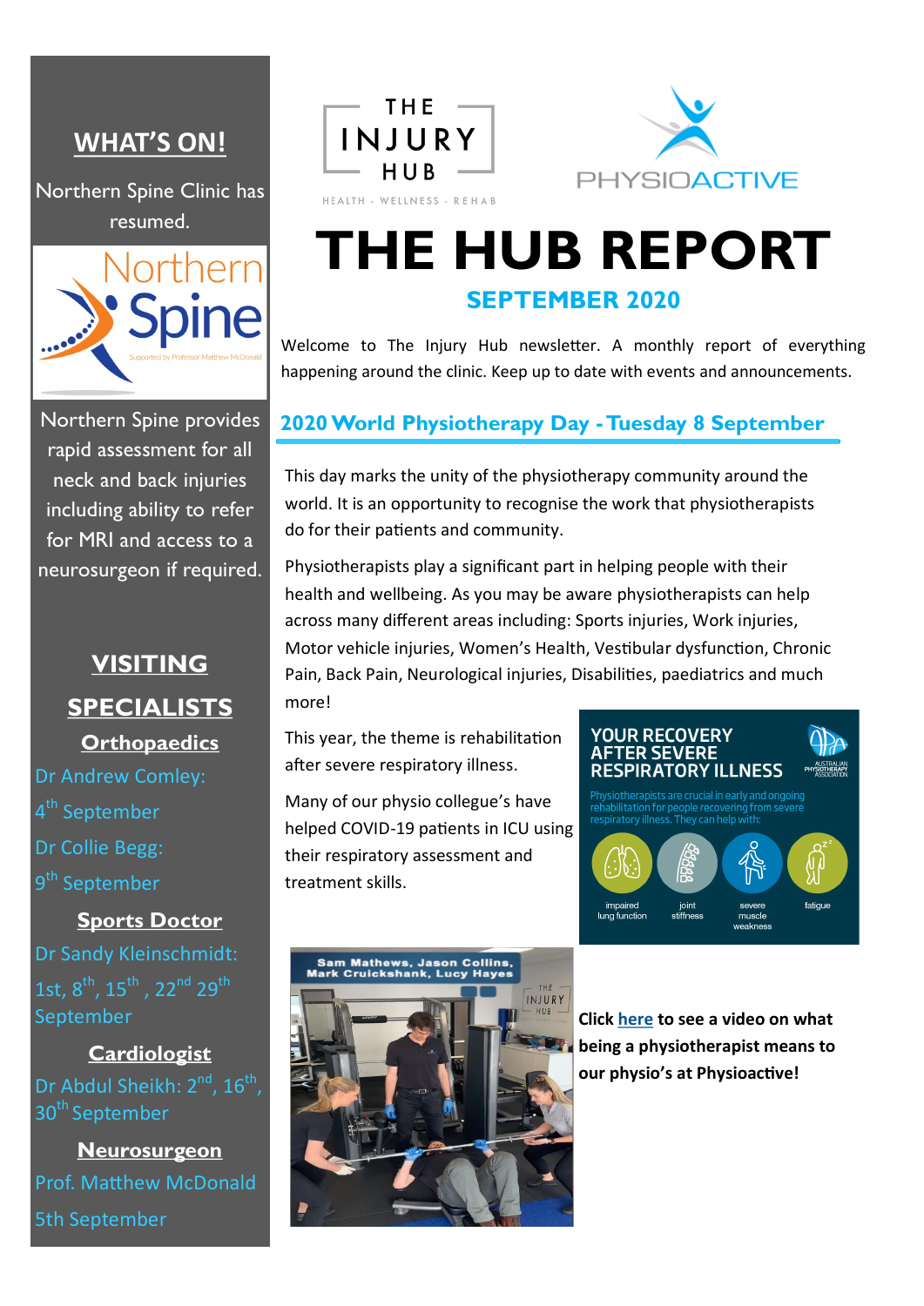# THE HUB REPORT

## SEPTEMBER 2020

Welcome to The Injury Hub newsletter. A monthly report of everything happening around the clinic. Keep up to date with events and announcements.

## 2020 World Physiotherapy Day - Tuesday 8 September

This day marks the unity of the physiotherapy community around the world. It is an opportunity to recognise the work that physiotherapists do for their patients and community.

Physiotherapists play a significant part in helping people with their health and wellbeing. As you may be aware physiotherapists can help across many different areas including: Sports injuries, Work injuries, Motor vehicle injuries, Women's Health, Vestibular dysfunction, Chronic Pain, Back Pain, Neurological injuries, Disabilities, paediatrics and much more!

This year, the theme is rehabilitation after severe respiratory illness.

Many of our physio college's have helped COVID-19 patients in ICU using their respiratory assessment and treatment skills.

Sam Mathews, Jason Collins, Mark Cruickshank, Lucy Hayes

**Click here to see a video on what being a physiotherapist means to our physio's at Physioactive!**

## WHAT'S ON!

Northern Spine Clinic has resumed.

Northern Spine provides rapid assessment for all neck and back injuries including ability to refer for MRI and access to a neurosurgeon if required.

## VISITING SPECIALISTS

### Orthopaedics

Dr Andrew Comley: 4th September

Dr Collie Begg: 9th September

### Sports Doctor

Dr Sandy Kleinschmidt: 1st, 8th, 15th, 22nd 29th September

### Cardiologist

Dr Abdul Sheikh: 2nd, 16th, 30th September

### Neurosurgeon

Prof. Matthew McDonald 5th September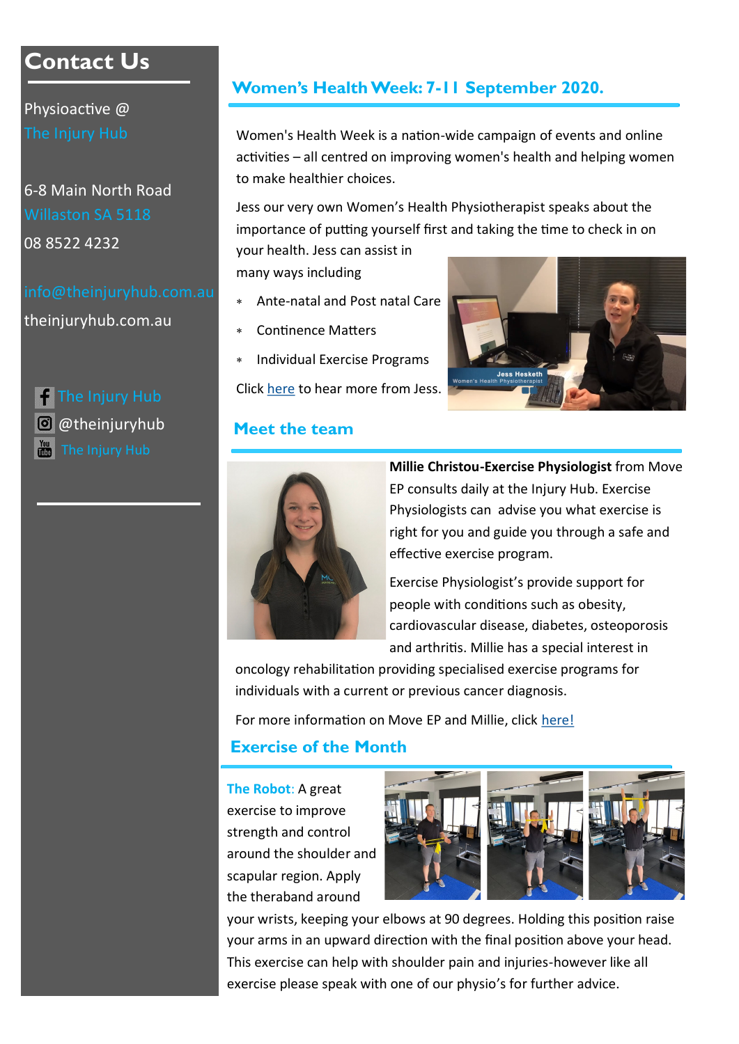## Contact Us

Physioactive @
The Injury Hub

6-8 Main North Road
Willaston SA 5118
08 8522 4232

info@theinjuryhub.com.au
theinjuryhub.com.au

The Injury Hub
@theinjuryhub
The Injury Hub

## Women's Health Week: 7-11 September 2020.

Women's Health Week is a nation-wide campaign of events and online activities – all centred on improving women's health and helping women to make healthier choices.

Jess our very own Women's Health Physiotherapist speaks about the importance of putting yourself first and taking the time to check in on your health. Jess can assist in many ways including

* Ante-natal and Post natal Care
* Continence Matters
* Individual Exercise Programs

Click here to hear more from Jess.

Jess Hesketh
Women's Health Physiotherapist

## Meet the team

**Millie Christou-Exercise Physiologist** from Move EP consults daily at the Injury Hub. Exercise Physiologists can advise you what exercise is right for you and guide you through a safe and effective exercise program.

Exercise Physiologist's provide support for people with conditions such as obesity, cardiovascular disease, diabetes, osteoporosis and arthritis. Millie has a special interest in oncology rehabilitation providing specialised exercise programs for individuals with a current or previous cancer diagnosis.

For more information on Move EP and Millie, click here!

## Exercise of the Month

The Robot: A great exercise to improve strength and control around the shoulder and scapular region. Apply the theraband around your wrists, keeping your elbows at 90 degrees. Holding this position raise your arms in an upward direction with the final position above your head. This exercise can help with shoulder pain and injuries-however like all exercise please speak with one of our physio's for further advice.